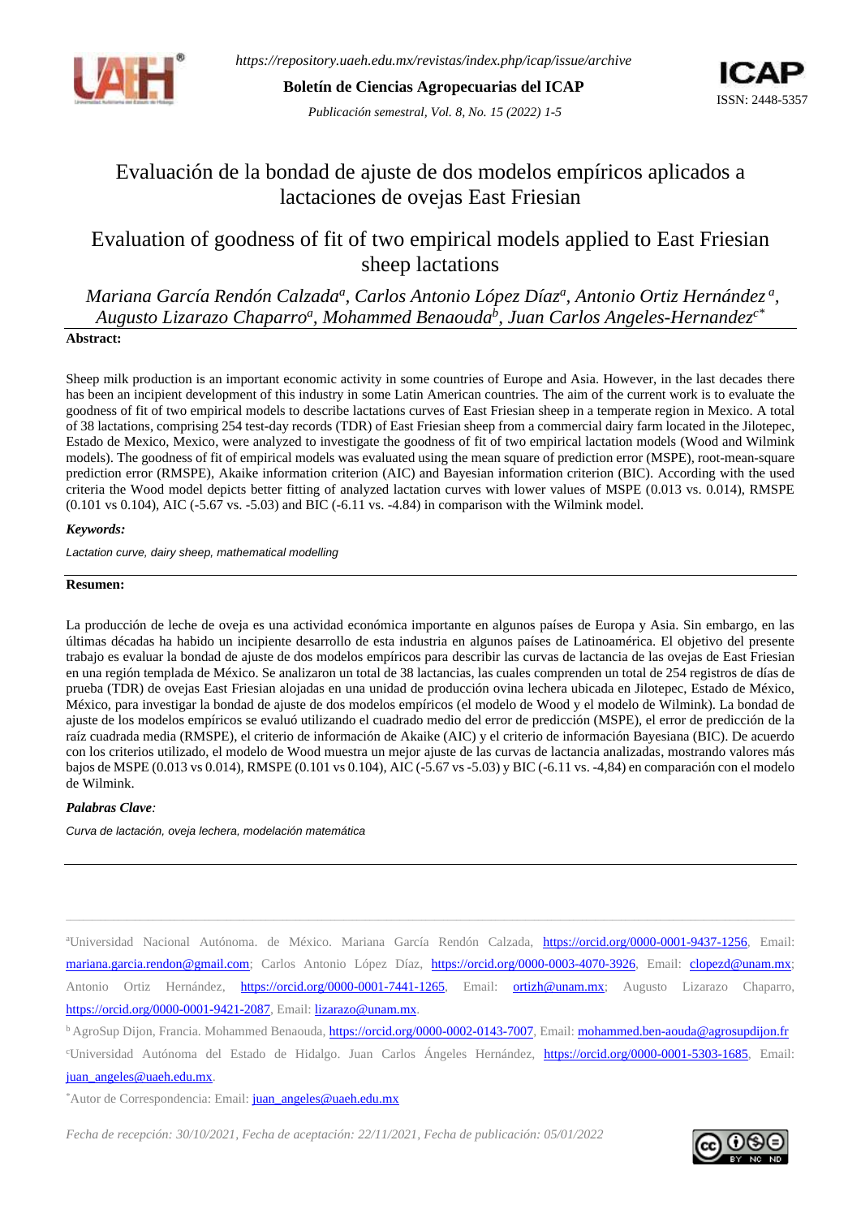# Evaluación de la bondad de ajuste de dos modelos empíricos aplicados a lactaciones de ovejas East Friesian

# Evaluation of goodness of fit of two empirical models applied to East Friesian sheep lactations

*Mariana García Rendón Calzada[a], Carlos Antonio López Díaz[a], Antonio Ortiz Hernández [a], Augusto Lizarazo Chaparro[a], Mohammed Benaouda[b], Juan Carlos Angeles-Hernandez[c*]*

**Abstract:**

Sheep milk production is an important economic activity in some countries of Europe and Asia. However, in the last decades there has been an incipient development of this industry in some Latin American countries. The aim of the current work is to evaluate the goodness of fit of two empirical models to describe lactations curves of East Friesian sheep in a temperate region in Mexico. A total of 38 lactations, comprising 254 test-day records (TDR) of East Friesian sheep from a commercial dairy farm located in the Jilotepec, Estado de Mexico, Mexico, were analyzed to investigate the goodness of fit of two empirical lactation models (Wood and Wilmink models). The goodness of fit of empirical models was evaluated using the mean square of prediction error (MSPE), root-mean-square prediction error (RMSPE), Akaike information criterion (AIC) and Bayesian information criterion (BIC). According with the used criteria the Wood model depicts better fitting of analyzed lactation curves with lower values of MSPE (0.013 vs. 0.014), RMSPE (0.101 vs. 0.104), AIC (-5.67 vs. -5.03) and BIC (-6.11 vs. -4.84) in comparison with the Wilmink model.

***Keywords:***

*Lactation curve, dairy sheep, mathematical modelling*

**Resumen:**

La producción de leche de oveja es una actividad económica importante en algunos países de Europa y Asia. Sin embargo, en las últimas décadas ha habido un incipiente desarrollo de esta industria en algunos países de Latinoamérica. El objetivo del presente trabajo es evaluar la bondad de ajuste de dos modelos empíricos para describir las curvas de lactancia de las ovejas de East Friesian en una región templada de México. Se analizaron un total de 38 lactancias, las cuales comprenden un total de 254 registros de días de prueba (TDR) de ovejas East Friesian alojadas en una unidad de producción ovina lechera ubicada en Jilotepec, Estado de México, México, para investigar la bondad de ajuste de dos modelos empíricos (el modelo de Wood y el modelo de Wilmink). La bondad de ajuste de los modelos empíricos se evaluó utilizando el cuadrado medio del error de predicción (MSPE), el error de predicción de la raíz cuadrada media (RMSPE), el criterio de información de Akaike (AIC) y el criterio de información Bayesiana (BIC). De acuerdo con los criterios utilizado, el modelo de Wood muestra un mejor ajuste de las curvas de lactancia analizadas, mostrando valores más bajos de MSPE (0.013 vs 0.014), RMSPE (0.101 vs 0.104), AIC (-5.67 vs -5.03) y BIC (-6.11 vs. -4,84) en comparación con el modelo de Wilmink.

***Palabras Clave:***

*Curva de lactación, oveja lechera, modelación matemática*

---

[a]Universidad Nacional Autónoma. de México. Mariana García Rendón Calzada, https://orcid.org/0000-0001-9437-1256, Email: mariana.garcia.rendon@gmail.com; Carlos Antonio López Díaz, https://orcid.org/0000-0003-4070-3926, Email: clopezd@unam.mx; Antonio Ortiz Hernández, https://orcid.org/0000-0001-7441-1265, Email: ortizh@unam.mx; Augusto Lizarazo Chaparro, https://orcid.org/0000-0001-9421-2087, Email: lizarazo@unam.mx.

[b] AgroSup Dijon, Francia. Mohammed Benaouda, https://orcid.org/0000-0002-0143-7007, Email: mohammed.ben-aouda@agrosupdijon.fr

[c]Universidad Autónoma del Estado de Hidalgo. Juan Carlos Ángeles Hernández, https://orcid.org/0000-0001-5303-1685, Email: juan_angeles@uaeh.edu.mx.

[*]Autor de Correspondencia: Email: juan_angeles@uaeh.edu.mx

*Fecha de recepción: 30/10/2021, Fecha de aceptación: 22/11/2021, Fecha de publicación: 05/01/2022*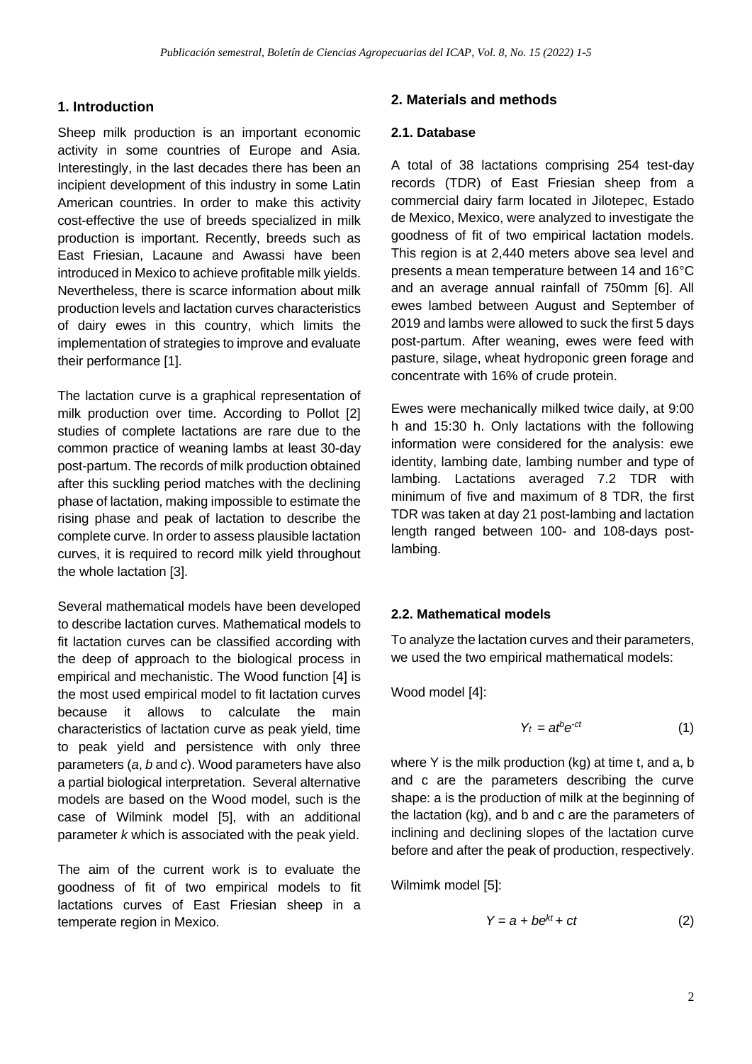## 1. Introduction

Sheep milk production is an important economic activity in some countries of Europe and Asia. Interestingly, in the last decades there has been an incipient development of this industry in some Latin American countries. In order to make this activity cost-effective the use of breeds specialized in milk production is important. Recently, breeds such as East Friesian, Lacaune and Awassi have been introduced in Mexico to achieve profitable milk yields. Nevertheless, there is scarce information about milk production levels and lactation curves characteristics of dairy ewes in this country, which limits the implementation of strategies to improve and evaluate their performance [1].

The lactation curve is a graphical representation of milk production over time. According to Pollot [2] studies of complete lactations are rare due to the common practice of weaning lambs at least 30-day post-partum. The records of milk production obtained after this suckling period matches with the declining phase of lactation, making impossible to estimate the rising phase and peak of lactation to describe the complete curve. In order to assess plausible lactation curves, it is required to record milk yield throughout the whole lactation [3].

Several mathematical models have been developed to describe lactation curves. Mathematical models to fit lactation curves can be classified according with the deep of approach to the biological process in empirical and mechanistic. The Wood function [4] is the most used empirical model to fit lactation curves because it allows to calculate the main characteristics of lactation curve as peak yield, time to peak yield and persistence with only three parameters (*a*, *b* and *c*). Wood parameters have also a partial biological interpretation. Several alternative models are based on the Wood model, such is the case of Wilmink model [5], with an additional parameter *k* which is associated with the peak yield.

The aim of the current work is to evaluate the goodness of fit of two empirical models to fit lactations curves of East Friesian sheep in a temperate region in Mexico.

## 2. Materials and methods

### 2.1. Database

A total of 38 lactations comprising 254 test-day records (TDR) of East Friesian sheep from a commercial dairy farm located in Jilotepec, Estado de Mexico, Mexico, were analyzed to investigate the goodness of fit of two empirical lactation models. This region is at 2,440 meters above sea level and presents a mean temperature between 14 and 16°C and an average annual rainfall of 750mm [6]. All ewes lambed between August and September of 2019 and lambs were allowed to suck the first 5 days post-partum. After weaning, ewes were feed with pasture, silage, wheat hydroponic green forage and concentrate with 16% of crude protein.

Ewes were mechanically milked twice daily, at 9:00 h and 15:30 h. Only lactations with the following information were considered for the analysis: ewe identity, lambing date, lambing number and type of lambing. Lactations averaged 7.2 TDR with minimum of five and maximum of 8 TDR, the first TDR was taken at day 21 post-lambing and lactation length ranged between 100- and 108-days post-lambing.

### 2.2. Mathematical models

To analyze the lactation curves and their parameters, we used the two empirical mathematical models:

Wood model [4]:

$$Y_t = at^b e^{-ct} \quad (1)$$

where Y is the milk production (kg) at time t, and a, b and c are the parameters describing the curve shape: a is the production of milk at the beginning of the lactation (kg), and b and c are the parameters of inclining and declining slopes of the lactation curve before and after the peak of production, respectively.

Wilmimk model [5]:

$$Y = a + be^{kt} + ct \quad (2)$$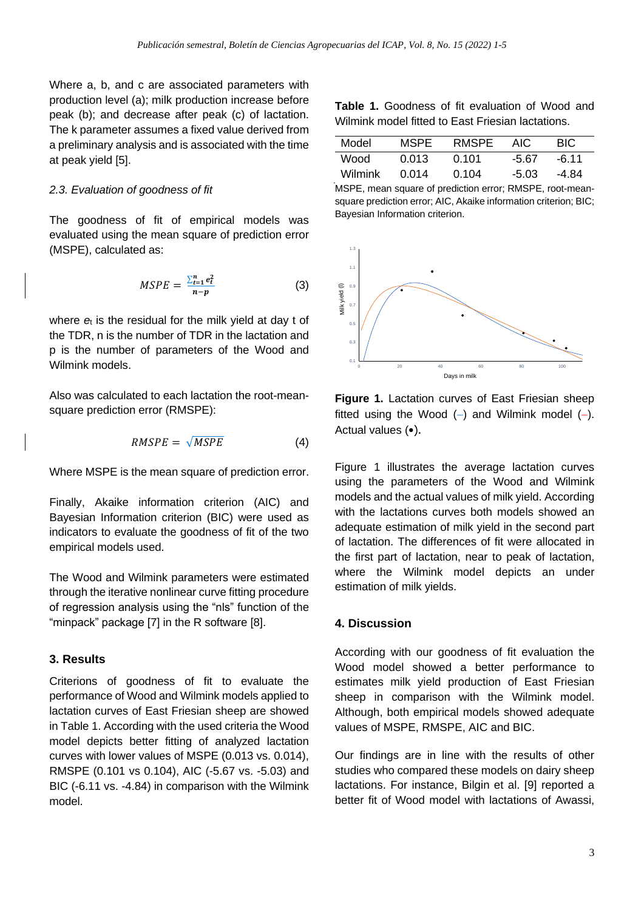Where a, b, and c are associated parameters with production level (a); milk production increase before peak (b); and decrease after peak (c) of lactation. The k parameter assumes a fixed value derived from a preliminary analysis and is associated with the time at peak yield [5].

*2.3. Evaluation of goodness of fit*

The goodness of fit of empirical models was evaluated using the mean square of prediction error (MSPE), calculated as:

$$MSPE = \frac{\sum_{t=1}^{n} e_t^2}{n-p} \quad (3)$$

where $e_t$ is the residual for the milk yield at day t of the TDR, n is the number of TDR in the lactation and p is the number of parameters of the Wood and Wilmink models.

Also was calculated to each lactation the root-mean-square prediction error (RMSPE):

$$RMSPE = \sqrt{MSPE} \quad (4)$$

Where MSPE is the mean square of prediction error.

Finally, Akaike information criterion (AIC) and Bayesian Information criterion (BIC) were used as indicators to evaluate the goodness of fit of the two empirical models used.

The Wood and Wilmink parameters were estimated through the iterative nonlinear curve fitting procedure of regression analysis using the “nls” function of the “minpack” package [7] in the R software [8].

## 3. Results

Criterions of goodness of fit to evaluate the performance of Wood and Wilmink models applied to lactation curves of East Friesian sheep are showed in Table 1. According with the used criteria the Wood model depicts better fitting of analyzed lactation curves with lower values of MSPE (0.013 vs. 0.014), RMSPE (0.101 vs 0.104), AIC (-5.67 vs. -5.03) and BIC (-6.11 vs. -4.84) in comparison with the Wilmink model.

**Table 1.** Goodness of fit evaluation of Wood and Wilmink model fitted to East Friesian lactations.

| Model | MSPE | RMSPE | AIC | BIC |
|---|---|---|---|---|
| Wood | 0.013 | 0.101 | -5.67 | -6.11 |
| Wilmink | 0.014 | 0.104 | -5.03 | -4.84 |

MSPE, mean square of prediction error; RMSPE, root-mean-square prediction error; AIC, Akaike information criterion; BIC; Bayesian Information criterion.

**Figure 1.** Lactation curves of East Friesian sheep fitted using the Wood (–) and Wilmink model (–). Actual values (•).

Figure 1 illustrates the average lactation curves using the parameters of the Wood and Wilmink models and the actual values of milk yield. According with the lactations curves both models showed an adequate estimation of milk yield in the second part of lactation. The differences of fit were allocated in the first part of lactation, near to peak of lactation, where the Wilmink model depicts an under estimation of milk yields.

## 4. Discussion

According with our goodness of fit evaluation the Wood model showed a better performance to estimates milk yield production of East Friesian sheep in comparison with the Wilmink model. Although, both empirical models showed adequate values of MSPE, RMSPE, AIC and BIC.

Our findings are in line with the results of other studies who compared these models on dairy sheep lactations. For instance, Bilgin et al. [9] reported a better fit of Wood model with lactations of Awassi,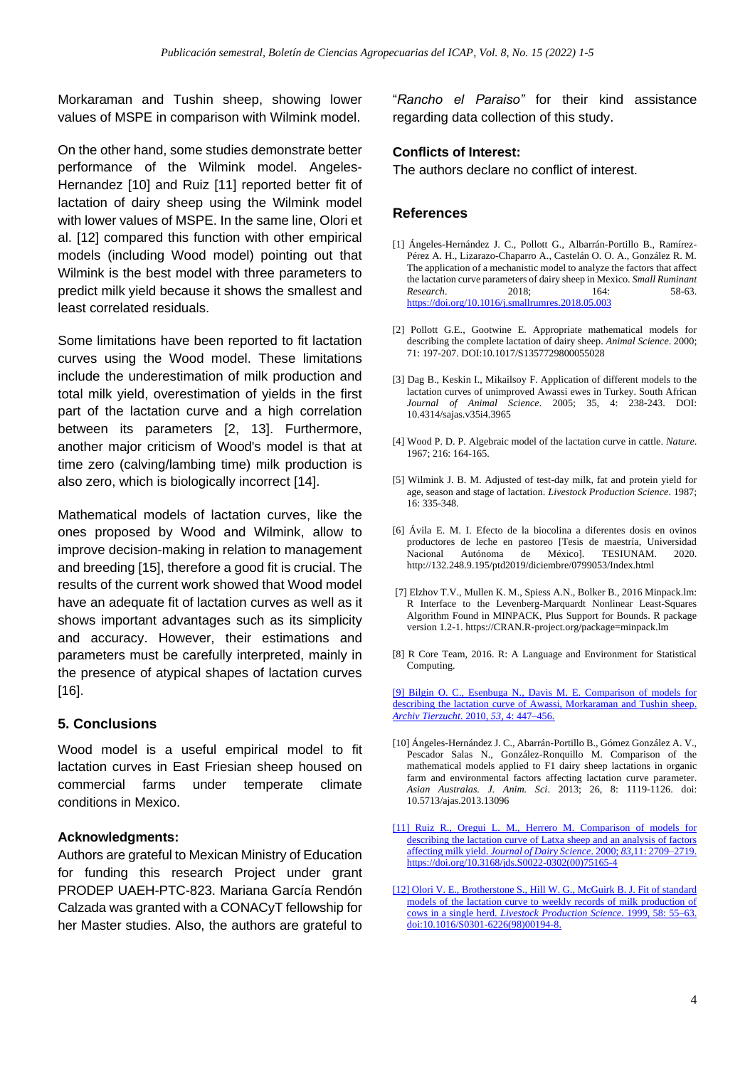Morkaraman and Tushin sheep, showing lower values of MSPE in comparison with Wilmink model.

On the other hand, some studies demonstrate better performance of the Wilmink model. Angeles-Hernandez [10] and Ruiz [11] reported better fit of lactation of dairy sheep using the Wilmink model with lower values of MSPE. In the same line, Olori et al. [12] compared this function with other empirical models (including Wood model) pointing out that Wilmink is the best model with three parameters to predict milk yield because it shows the smallest and least correlated residuals.

Some limitations have been reported to fit lactation curves using the Wood model. These limitations include the underestimation of milk production and total milk yield, overestimation of yields in the first part of the lactation curve and a high correlation between its parameters [2, 13]. Furthermore, another major criticism of Wood's model is that at time zero (calving/lambing time) milk production is also zero, which is biologically incorrect [14].

Mathematical models of lactation curves, like the ones proposed by Wood and Wilmink, allow to improve decision-making in relation to management and breeding [15], therefore a good fit is crucial. The results of the current work showed that Wood model have an adequate fit of lactation curves as well as it shows important advantages such as its simplicity and accuracy. However, their estimations and parameters must be carefully interpreted, mainly in the presence of atypical shapes of lactation curves [16].

## 5. Conclusions

Wood model is a useful empirical model to fit lactation curves in East Friesian sheep housed on commercial farms under temperate climate conditions in Mexico.

### Acknowledgments:

Authors are grateful to Mexican Ministry of Education for funding this research Project under grant PRODEP UAEH-PTC-823. Mariana García Rendón Calzada was granted with a CONACyT fellowship for her Master studies. Also, the authors are grateful to "*Rancho el Paraiso*" for their kind assistance regarding data collection of this study.

### Conflicts of Interest:

The authors declare no conflict of interest.

## References

[1] Ángeles-Hernández J. C., Pollott G., Albarrán-Portillo B., Ramírez-Pérez A. H., Lizarazo-Chaparro A., Castelán O. O. A., González R. M. The application of a mechanistic model to analyze the factors that affect the lactation curve parameters of dairy sheep in Mexico. *Small Ruminant Research*. 2018; 164: 58-63. https://doi.org/10.1016/j.smallrumres.2018.05.003

[2] Pollott G.E., Gootwine E. Appropriate mathematical models for describing the complete lactation of dairy sheep. *Animal Science*. 2000; 71: 197-207. DOI:10.1017/S1357729800055028

[3] Dag B., Keskin I., Mikailsoy F. Application of different models to the lactation curves of unimproved Awassi ewes in Turkey. South African *Journal of Animal Science*. 2005; 35, 4: 238-243. DOI: 10.4314/sajas.v35i4.3965

[4] Wood P. D. P. Algebraic model of the lactation curve in cattle. *Nature*. 1967; 216: 164-165.

[5] Wilmink J. B. M. Adjusted of test-day milk, fat and protein yield for age, season and stage of lactation. *Livestock Production Science*. 1987; 16: 335-348.

[6] Ávila E. M. I. Efecto de la biocolina a diferentes dosis en ovinos productores de leche en pastoreo [Tesis de maestría, Universidad Nacional Autónoma de México]. TESIUNAM. 2020. http://132.248.9.195/ptd2019/diciembre/0799053/Index.html

[7] Elzhov T.V., Mullen K. M., Spiess A.N., Bolker B., 2016 Minpack.lm: R Interface to the Levenberg-Marquardt Nonlinear Least-Squares Algorithm Found in MINPACK, Plus Support for Bounds. R package version 1.2-1. https://CRAN.R-project.org/package=minpack.lm

[8] R Core Team, 2016. R: A Language and Environment for Statistical Computing.

[9] Bilgin O. C., Esenbuga N., Davis M. E. Comparison of models for describing the lactation curve of Awassi, Morkaraman and Tushin sheep. *Archiv Tierzucht*. 2010, *53*, 4: 447–456.

[10] Ángeles-Hernández J. C., Abarrán-Portillo B., Gómez González A. V., Pescador Salas N., González-Ronquillo M. Comparison of the mathematical models applied to F1 dairy sheep lactations in organic farm and environmental factors affecting lactation curve parameter. *Asian Australas. J. Anim. Sci*. 2013; 26, 8: 1119-1126. doi: 10.5713/ajas.2013.13096

[11] Ruiz R., Oregui L. M., Herrero M. Comparison of models for describing the lactation curve of Latxa sheep and an analysis of factors affecting milk yield. *Journal of Dairy Science*. 2000; *83*,11: 2709–2719. https://doi.org/10.3168/jds.S0022-0302(00)75165-4

[12] Olori V. E., Brotherstone S., Hill W. G., McGuirk B. J. Fit of standard models of the lactation curve to weekly records of milk production of cows in a single herd. *Livestock Production Science*. 1999, 58: 55–63. doi:10.1016/S0301-6226(98)00194-8.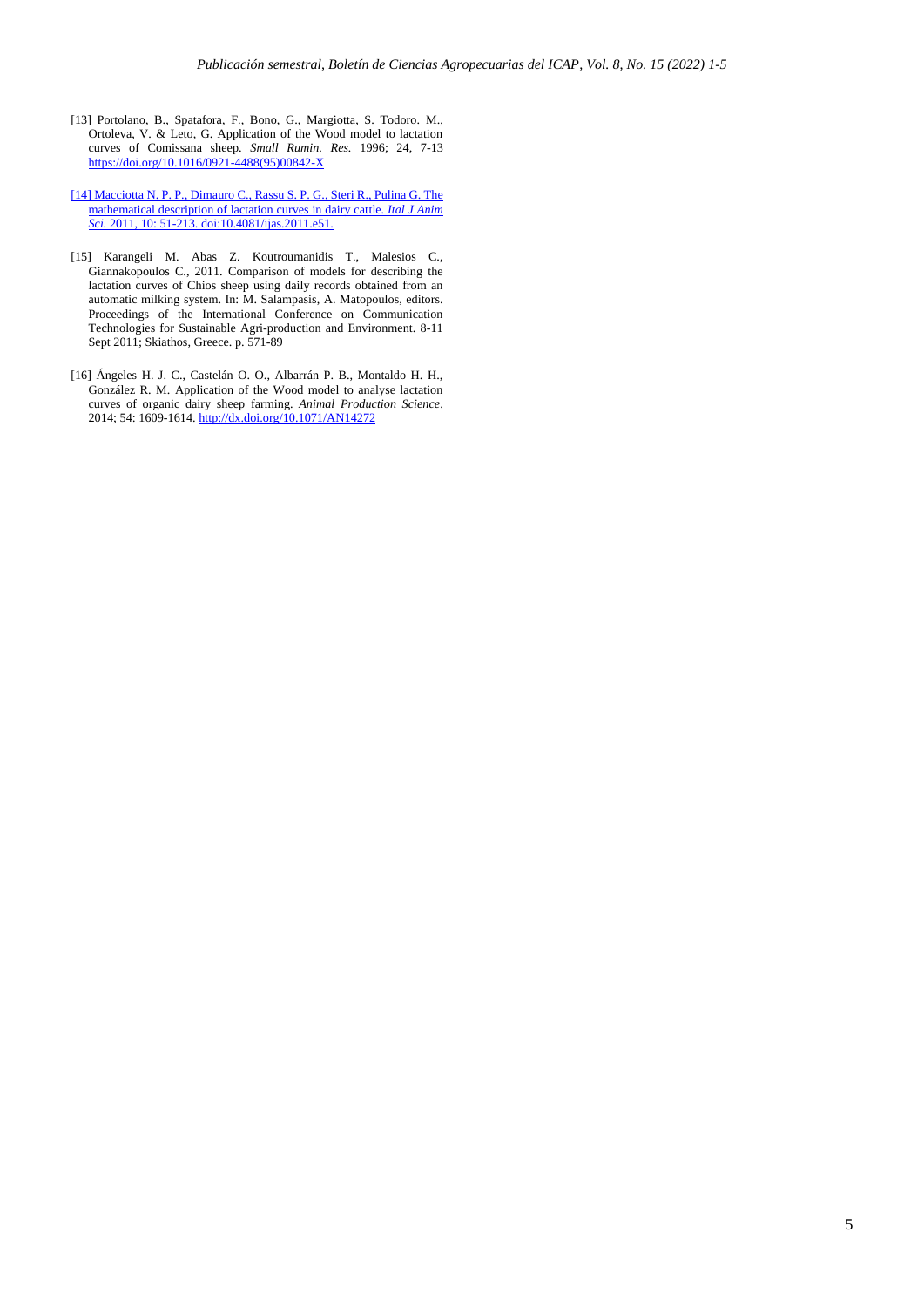[13] Portolano, B., Spatafora, F., Bono, G., Margiotta, S. Todoro. M., Ortoleva, V. & Leto, G. Application of the Wood model to lactation curves of Comissana sheep. *Small Rumin. Res.* 1996; 24, 7-13 https://doi.org/10.1016/0921-4488(95)00842-X

[14] Macciotta N. P. P., Dimauro C., Rassu S. P. G., Steri R., Pulina G. The mathematical description of lactation curves in dairy cattle. *Ital J Anim Sci.* 2011, 10: 51-213. doi:10.4081/ijas.2011.e51.

[15] Karangeli M. Abas Z. Koutroumanidis T., Malesios C., Giannakopoulos C., 2011. Comparison of models for describing the lactation curves of Chios sheep using daily records obtained from an automatic milking system. In: M. Salampasis, A. Matopoulos, editors. Proceedings of the International Conference on Communication Technologies for Sustainable Agri-production and Environment. 8-11 Sept 2011; Skiathos, Greece. p. 571-89

[16] Ángeles H. J. C., Castelán O. O., Albarrán P. B., Montaldo H. H., González R. M. Application of the Wood model to analyse lactation curves of organic dairy sheep farming. *Animal Production Science*. 2014; 54: 1609-1614. http://dx.doi.org/10.1071/AN14272